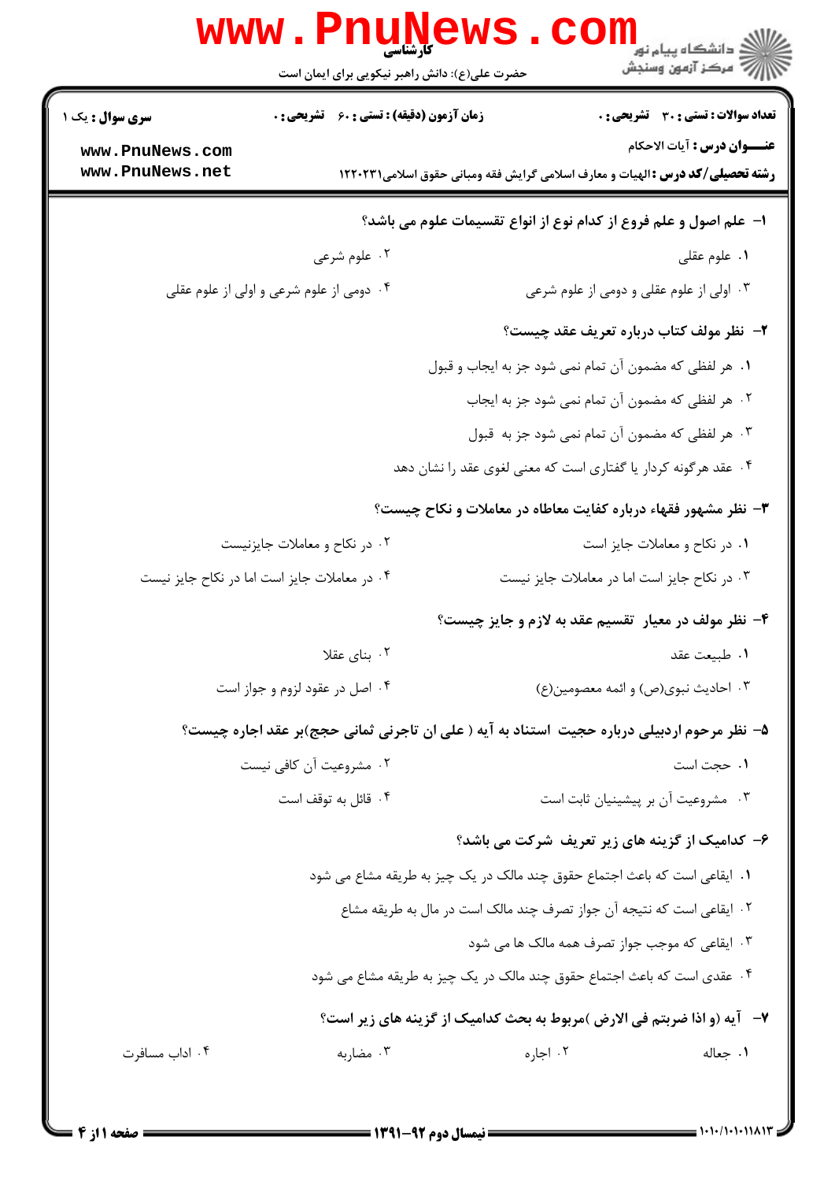کارشناسی

حضرت علی(ع): دانش راهبر نیکویی برای ایمان است

**سری سوال :** یک ۱

**زمان آزمون (دقیقه) : تستی : ۶۰ تشریحی : ۰**

**تعداد سوالات : تستی : ۳۰ تشریحی : ۰**

**عنـــوان درس :** آیات الاحکام

**رشته تحصیلی/کد درس :** الهیات و معارف اسلامی گرایش فقه ومبانی حقوق اسلامی۱۲۲۰۲۳۱

**۱- علم اصول و علم فروع از کدام نوع از انواع تقسیمات علوم می باشد؟**

۱. علوم عقلی

۲. علوم شرعی

۳. اولی از علوم عقلی و دومی از علوم شرعی

۴. دومی از علوم شرعی و اولی از علوم عقلی

**۲- نظر مولف کتاب درباره تعریف عقد چیست؟**

۱. هر لفظی که مضمون آن تمام نمی شود جز به ایجاب و قبول

۲. هر لفظی که مضمون آن تمام نمی شود جز به ایجاب

۳. هر لفظی که مضمون آن تمام نمی شود جز به قبول

۴. عقد هرگونه کردار یا گفتاری است که معنی لغوی عقد را نشان دهد

**۳- نظر مشهور فقهاء درباره کفایت معاطاه در معاملات و نکاح چیست؟**

۱. در نکاح و معاملات جایز است

۲. در نکاح و معاملات جایزنیست

۳. در نکاح جایز است اما در معاملات جایز نیست

۴. در معاملات جایز است اما در نکاح جایز نیست

**۴- نظر مولف در معیار تقسیم عقد به لازم و جایز چیست؟**

۱. طبیعت عقد

۲. بنای عقلا

۳. احادیث نبوی(ص) و ائمه معصومین(ع)

۴. اصل در عقود لزوم و جواز است

**۵- نظر مرحوم اردبیلی درباره حجیت استناد به آیه ( علی ان تاجرنی ثمانی حجج)بر عقد اجاره چیست؟**

۱. حجت است

۲. مشروعیت آن کافی نیست

۳. مشروعیت آن بر پیشینیان ثابت است

۴. قائل به توقف است

**۶- کدامیک از گزینه های زیر تعریف شرکت می باشد؟**

۱. ایقاعی است که باعث اجتماع حقوق چند مالک در یک چیز به طریقه مشاع می شود

۲. ایقاعی است که نتیجه آن جواز تصرف چند مالک است در مال به طریقه مشاع

۳. ایقاعی که موجب جواز تصرف همه مالک ها می شود

۴. عقدی است که باعث اجتماع حقوق چند مالک در یک چیز به طریقه مشاع می شود

**۷- آیه (و اذا ضربتم فی الارض )مربوط به بحث کدامیک از گزینه های زیر است؟**

۱. جعاله

۲. اجاره

۳. مضاربه

۴. اداب مسافرت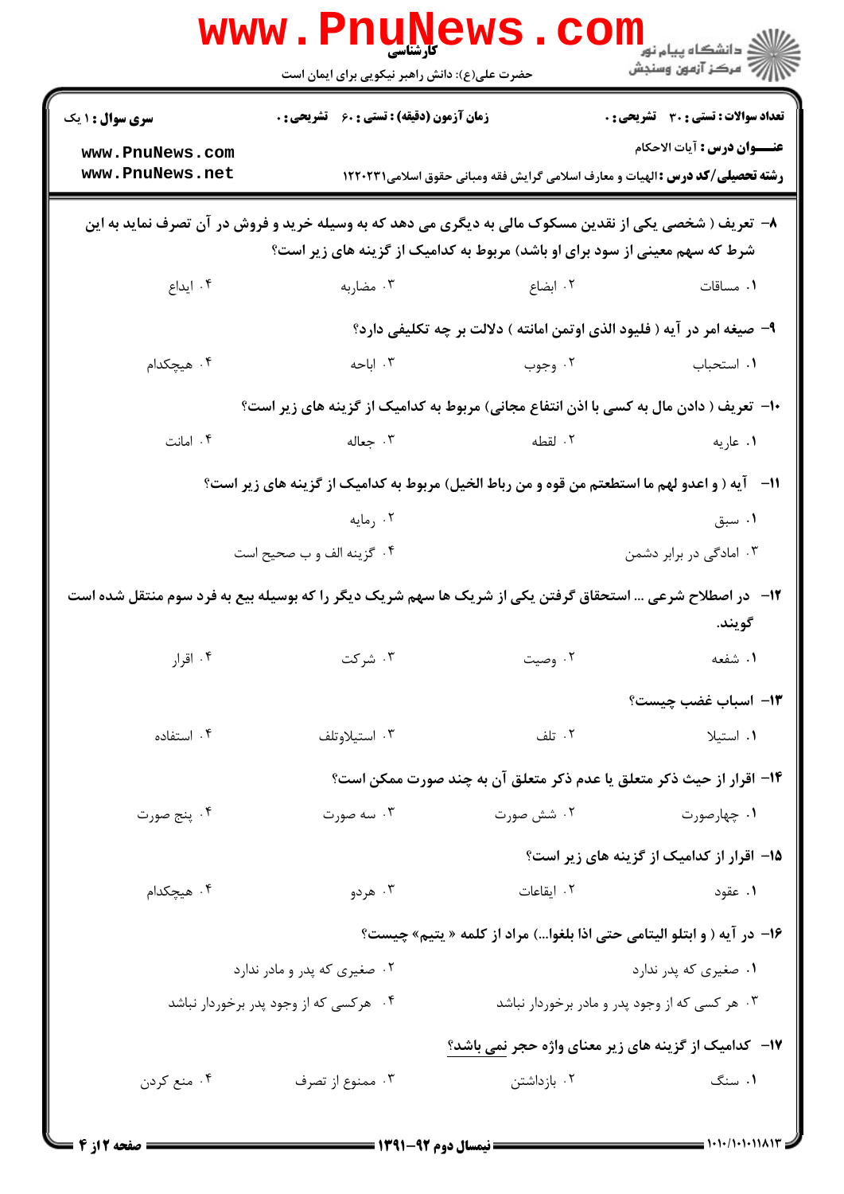**سری سوال : ۱ یک**　　**زمان آزمون (دقیقه) : تستی : ۶۰　تشریحی : ۰**　　**تعداد سوالات : تستی : ۳۰　تشریحی : ۰**

**عنـــوان درس :** آیات الاحکام

**رشته تحصیلی/کد درس :** الهیات و معارف اسلامی گرایش فقه ومبانی حقوق اسلامی۱۲۲۰۲۳۱

۸- تعریف ( شخصی یکی از نقدین مسکوک مالی به دیگری می دهد که به وسیله خرید و فروش در آن تصرف نماید به این شرط که سهم معینی از سود برای او باشد) مربوط به کدامیک از گزینه های زیر است؟

۱. مساقات　　۲. ابضاع　　۳. مضاربه　　۴. ایداع

۹- صیغه امر در آیه ( فلیود الذی اوتمن امانته ) دلالت بر چه تکلیفی دارد؟

۱. استحباب　　۲. وجوب　　۳. اباحه　　۴. هیچکدام

۱۰- تعریف ( دادن مال به کسی با اذن انتفاع مجانی) مربوط به کدامیک از گزینه های زیر است؟

۱. عاریه　　۲. لقطه　　۳. جعاله　　۴. امانت

۱۱- آیه ( و اعدو لهم ما استطعتم من قوه و من رباط الخیل) مربوط به کدامیک از گزینه های زیر است؟

۱. سبق　　۲. رمایه

۳. امادگی در برابر دشمن　　۴. گزینه الف و ب صحیح است

۱۲- در اصطلاح شرعی ... استحقاق گرفتن یکی از شریک ها سهم شریک دیگر را که بوسیله بیع به فرد سوم منتقل شده است گویند.

۱. شفعه　　۲. وصیت　　۳. شرکت　　۴. اقرار

۱۳- اسباب غضب چیست؟

۱. استیلا　　۲. تلف　　۳. استیلاوتلف　　۴. استفاده

۱۴- اقرار از حیث ذکر متعلق یا عدم ذکر متعلق آن به چند صورت ممکن است؟

۱. چهارصورت　　۲. شش صورت　　۳. سه صورت　　۴. پنج صورت

۱۵- اقرار از کدامیک از گزینه های زیر است؟

۱. عقود　　۲. ایقاعات　　۳. هردو　　۴. هیچکدام

۱۶- در آیه ( و ابتلو الیتامی حتی اذا بلغوا...) مراد از کلمه « یتیم» چیست؟

۱. صغیری که پدر ندارد　　۲. صغیری که پدر و مادر ندارد

۳. هر کسی که از وجود پدر و مادر برخوردار نباشد　　۴. هرکسی که از وجود پدر برخوردار نباشد

۱۷- کدامیک از گزینه های زیر معنای واژه حجر نمی باشد؟

۱. سنگ　　۲. بازداشتن　　۳. ممنوع از تصرف　　۴. منع کردن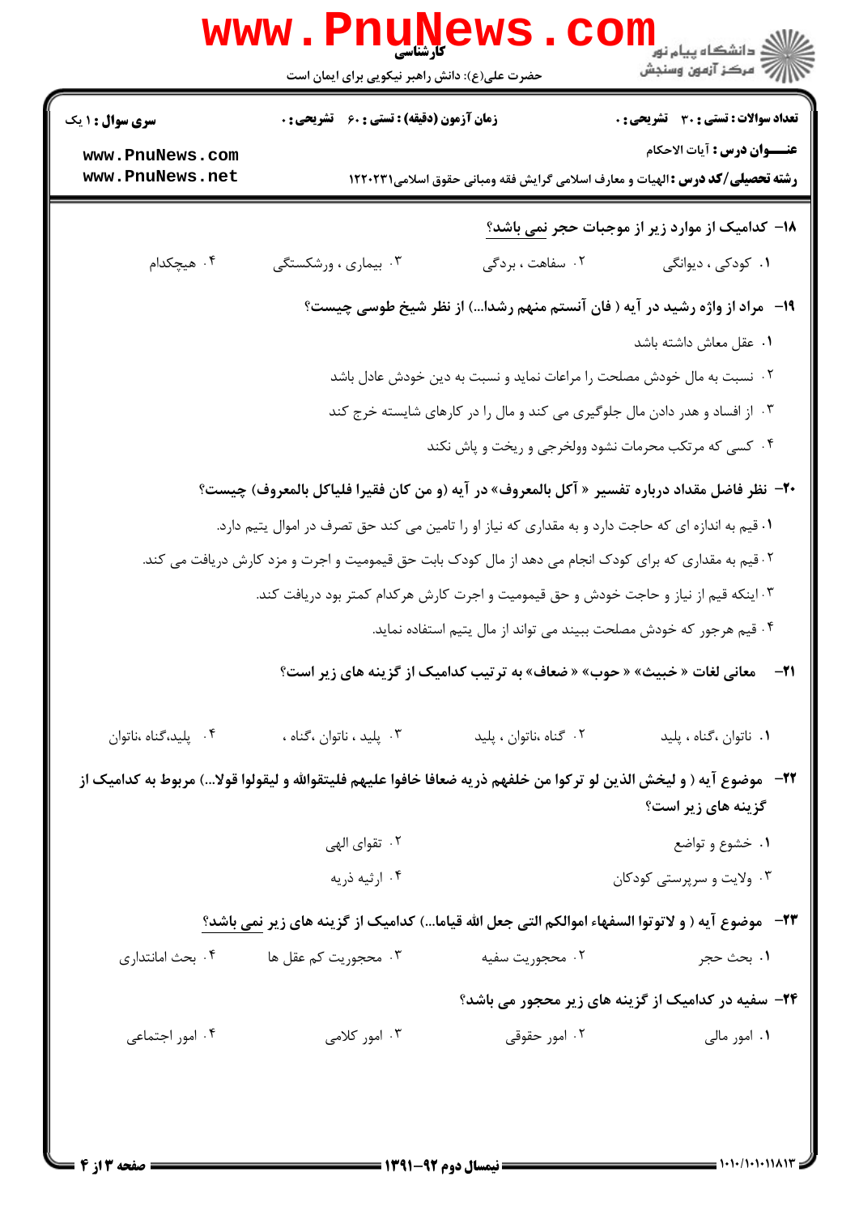۱۸- کدامیک از موارد زیر از موجبات حجر نمی باشد؟

۱. کودکی ، دیوانگی
۲. سفاهت ، بردگی
۳. بیماری ، ورشکستگی
۴. هیچکدام

۱۹- مراد از واژه رشید در آیه ( فان آنستم منهم رشدا...) از نظر شیخ طوسی چیست؟

۱. عقل معاش داشته باشد
۲. نسبت به مال خودش مصلحت را مراعات نماید و نسبت به دین خودش عادل باشد
۳. از افساد و هدر دادن مال جلوگیری می کند و مال را در کارهای شایسته خرج کند
۴. کسی که مرتکب محرمات نشود وولخرجی و ریخت و پاش نکند

۲۰- نظر فاضل مقداد درباره تفسیر « آکل بالمعروف» در آیه (و من کان فقیرا فلیاکل بالمعروف) چیست؟

۱. قیم به اندازه ای که حاجت دارد و به مقداری که نیاز او را تامین می کند حق تصرف در اموال یتیم دارد.
۲. قیم به مقداری که برای کودک انجام می دهد از مال کودک بابت حق قیمومیت و اجرت و مزد کارش دریافت می کند.
۳. اینکه قیم از نیاز و حاجت خودش و حق قیمومیت و اجرت کارش هرکدام کمتر بود دریافت کند.
۴. قیم هرجور که خودش مصلحت ببیند می تواند از مال یتیم استفاده نماید.

۲۱- معانی لغات « خبیث» « حوب» « ضعاف» به ترتیب کدامیک از گزینه های زیر است؟

۱. ناتوان ،گناه ، پلید
۲. گناه ،ناتوان ، پلید
۳. پلید ، ناتوان ،گناه ،
۴. پلید،گناه ،ناتوان

۲۲- موضوع آیه ( و لیخش الذین لو ترکوا من خلفهم ذریه ضعافا خافوا علیهم فلیتقوالله و لیقولوا قولا...) مربوط به کدامیک از گزینه های زیر است؟

۱. خشوع و تواضع
۲. تقوای الهی
۳. ولایت و سرپرستی کودکان
۴. ارثیه ذریه

۲۳- موضوع آیه ( و لاتوتوا السفهاء اموالکم التی جعل الله قیاما...) کدامیک از گزینه های زیر نمی باشد؟

۱. بحث حجر
۲. محجوریت سفیه
۳. محجوریت کم عقل ها
۴. بحث امانتداری

۲۴- سفیه در کدامیک از گزینه های زیر محجور می باشد؟

۱. امور مالی
۲. امور حقوقی
۳. امور کلامی
۴. امور اجتماعی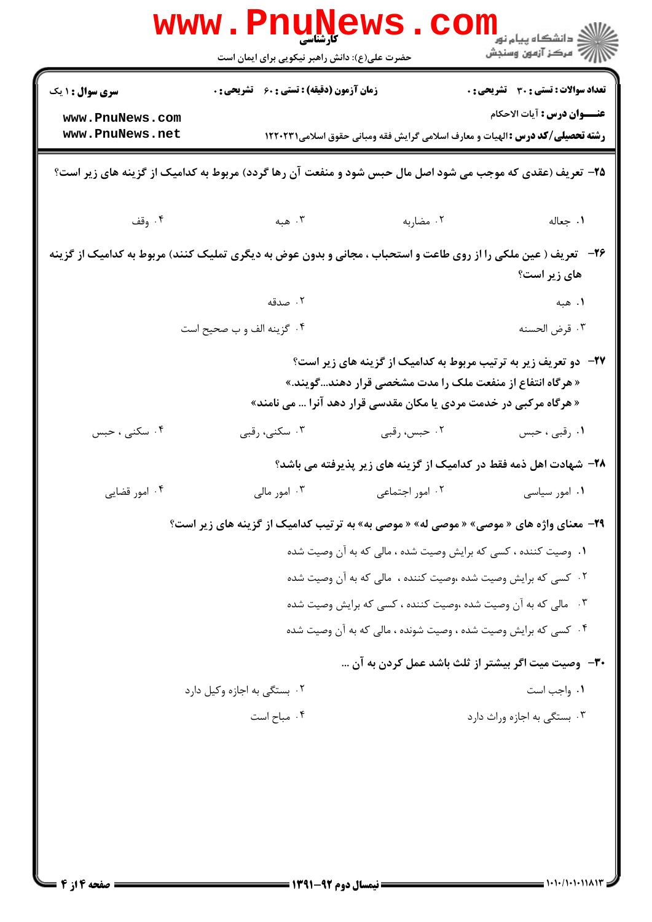۲۵- تعریف (عقدی که موجب می شود اصل مال حبس شود و منفعت آن رها گردد) مربوط به کدامیک از گزینه های زیر است؟

۱. جعاله
۲. مضاربه
۳. هبه
۴. وقف

۲۶- تعریف ( عین ملکی را از روی طاعت و استحباب ، مجانی و بدون عوض به دیگری تملیک کنند) مربوط به کدامیک از گزینه های زیر است؟

۱. هبه
۲. صدقه
۳. قرض الحسنه
۴. گزینه الف و ب صحیح است

۲۷- دو تعریف زیر به ترتیب مربوط به کدامیک از گزینه های زیر است؟

« هرگاه انتفاع از منفعت ملک را مدت مشخصی قرار دهند...گویند.»

« هرگاه مرکبی در خدمت مردی یا مکان مقدسی قرار دهد آنرا ... می نامند»

۱. رقبی ، حبس
۲. حبس، رقبی
۳. سکنی، رقبی
۴. سکنی ، حبس

۲۸- شهادت اهل ذمه فقط در کدامیک از گزینه های زیر پذیرفته می باشد؟

۱. امور سیاسی
۲. امور اجتماعی
۳. امور مالی
۴. امور قضایی

۲۹- معنای واژه های « موصی» « موصی له» « موصی به» به ترتیب کدامیک از گزینه های زیر است؟

۱. وصیت کننده ، کسی که برایش وصیت شده ، مالی که به آن وصیت شده
۲. کسی که برایش وصیت شده ،وصیت کننده ، مالی که به آن وصیت شده
۳. مالی که به آن وصیت شده ،وصیت کننده ، کسی که برایش وصیت شده
۴. کسی که برایش وصیت شده ، وصیت شونده ، مالی که به آن وصیت شده

۳۰- وصیت میت اگر بیشتر از ثلث باشد عمل کردن به آن ...

۱. واجب است
۲. بستگی به اجازه وکیل دارد
۳. بستگی به اجازه وراث دارد
۴. مباح است